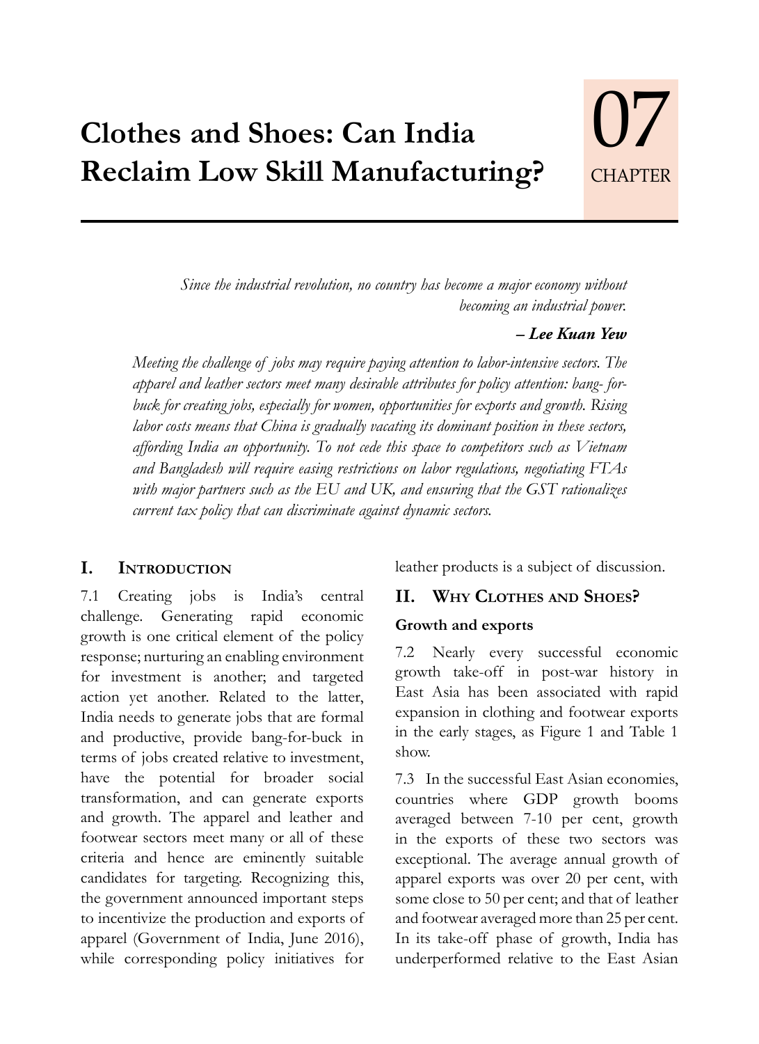# Clothes and Shoes: Can India Reclaim Low Skill Manufacturing?

07 CHAPTER

*Since the industrial revolution, no country has become a major economy without becoming an industrial power.*

***– Lee Kuan Yew***

*Meeting the challenge of jobs may require paying attention to labor-intensive sectors. The apparel and leather sectors meet many desirable attributes for policy attention: bang- for-buck for creating jobs, especially for women, opportunities for exports and growth. Rising labor costs means that China is gradually vacating its dominant position in these sectors, affording India an opportunity. To not cede this space to competitors such as Vietnam and Bangladesh will require easing restrictions on labor regulations, negotiating FTAs with major partners such as the EU and UK, and ensuring that the GST rationalizes current tax policy that can discriminate against dynamic sectors.*

## I. Introduction

7.1 Creating jobs is India's central challenge. Generating rapid economic growth is one critical element of the policy response; nurturing an enabling environment for investment is another; and targeted action yet another. Related to the latter, India needs to generate jobs that are formal and productive, provide bang-for-buck in terms of jobs created relative to investment, have the potential for broader social transformation, and can generate exports and growth. The apparel and leather and footwear sectors meet many or all of these criteria and hence are eminently suitable candidates for targeting. Recognizing this, the government announced important steps to incentivize the production and exports of apparel (Government of India, June 2016), while corresponding policy initiatives for leather products is a subject of discussion.

## II. Why Clothes and Shoes?

### Growth and exports

7.2 Nearly every successful economic growth take-off in post-war history in East Asia has been associated with rapid expansion in clothing and footwear exports in the early stages, as Figure 1 and Table 1 show.

7.3 In the successful East Asian economies, countries where GDP growth booms averaged between 7-10 per cent, growth in the exports of these two sectors was exceptional. The average annual growth of apparel exports was over 20 per cent, with some close to 50 per cent; and that of leather and footwear averaged more than 25 per cent. In its take-off phase of growth, India has underperformed relative to the East Asian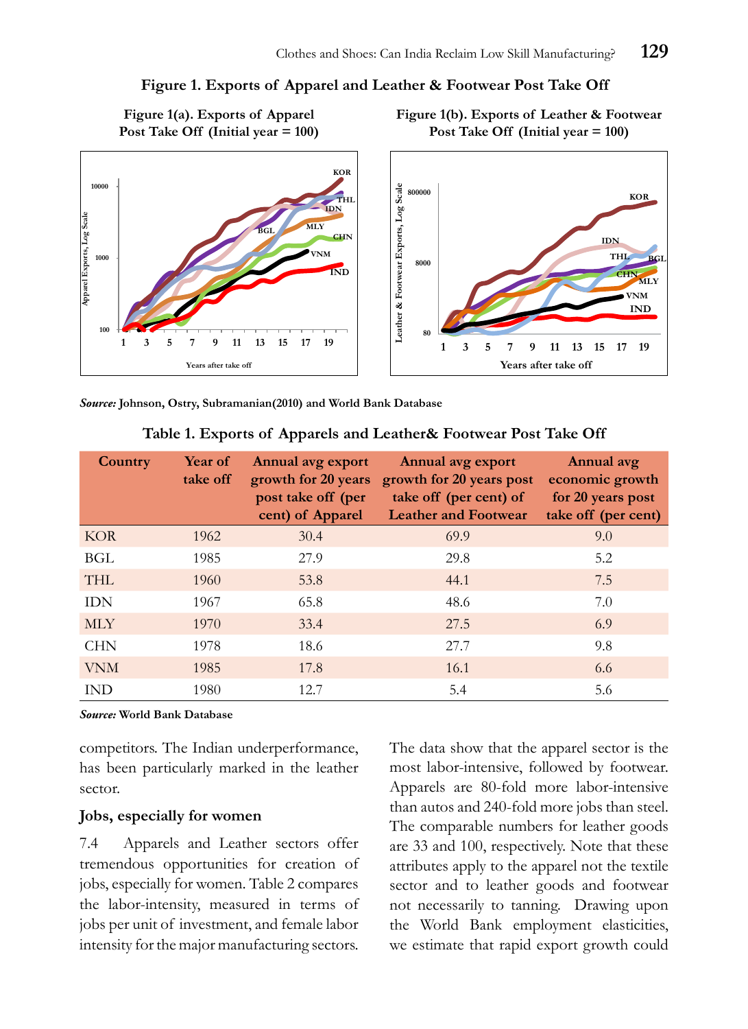**Figure 1. Exports of Apparel and Leather & Footwear Post Take Off**

**Figure 1(a). Exports of Apparel Post Take Off (Initial year = 100)**

**Figure 1(b). Exports of Leather & Footwear Post Take Off (Initial year = 100)**

***Source:*** **Johnson, Ostry, Subramanian(2010) and World Bank Database**

**Table 1. Exports of Apparels and Leather& Footwear Post Take Off**

| Country | Year of take off | Annual avg export growth for 20 years post take off (per cent) of Apparel | Annual avg export growth for 20 years post take off (per cent) of Leather and Footwear | Annual avg economic growth for 20 years post take off (per cent) |
|---|---|---|---|---|
| KOR | 1962 | 30.4 | 69.9 | 9.0 |
| BGL | 1985 | 27.9 | 29.8 | 5.2 |
| THL | 1960 | 53.8 | 44.1 | 7.5 |
| IDN | 1967 | 65.8 | 48.6 | 7.0 |
| MLY | 1970 | 33.4 | 27.5 | 6.9 |
| CHN | 1978 | 18.6 | 27.7 | 9.8 |
| VNM | 1985 | 17.8 | 16.1 | 6.6 |
| IND | 1980 | 12.7 | 5.4 | 5.6 |

***Source:*** **World Bank Database**

competitors. The Indian underperformance, has been particularly marked in the leather sector.

### Jobs, especially for women

7.4 Apparels and Leather sectors offer tremendous opportunities for creation of jobs, especially for women. Table 2 compares the labor-intensity, measured in terms of jobs per unit of investment, and female labor intensity for the major manufacturing sectors.

The data show that the apparel sector is the most labor-intensive, followed by footwear. Apparels are 80-fold more labor-intensive than autos and 240-fold more jobs than steel. The comparable numbers for leather goods are 33 and 100, respectively. Note that these attributes apply to the apparel not the textile sector and to leather goods and footwear not necessarily to tanning. Drawing upon the World Bank employment elasticities, we estimate that rapid export growth could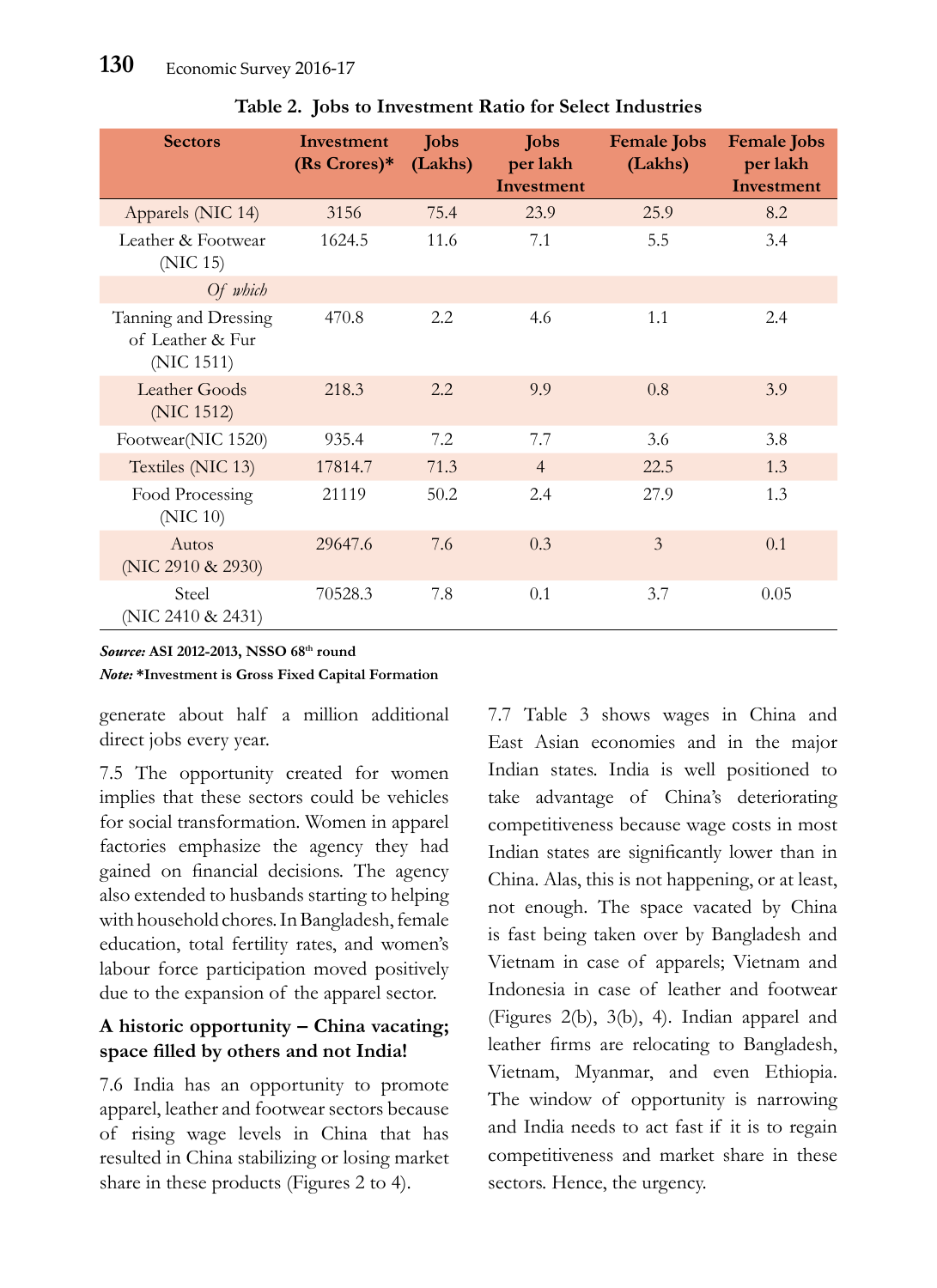**Table 2. Jobs to Investment Ratio for Select Industries**

| Sectors | Investment (Rs Crores)* | Jobs (Lakhs) | Jobs per lakh Investment | Female Jobs (Lakhs) | Female Jobs per lakh Investment |
|---|---|---|---|---|---|
| Apparels (NIC 14) | 3156 | 75.4 | 23.9 | 25.9 | 8.2 |
| Leather & Footwear (NIC 15) | 1624.5 | 11.6 | 7.1 | 5.5 | 3.4 |
| *Of which* | | | | | |
| Tanning and Dressing of Leather & Fur (NIC 1511) | 470.8 | 2.2 | 4.6 | 1.1 | 2.4 |
| Leather Goods (NIC 1512) | 218.3 | 2.2 | 9.9 | 0.8 | 3.9 |
| Footwear(NIC 1520) | 935.4 | 7.2 | 7.7 | 3.6 | 3.8 |
| Textiles (NIC 13) | 17814.7 | 71.3 | 4 | 22.5 | 1.3 |
| Food Processing (NIC 10) | 21119 | 50.2 | 2.4 | 27.9 | 1.3 |
| Autos (NIC 2910 & 2930) | 29647.6 | 7.6 | 0.3 | 3 | 0.1 |
| Steel (NIC 2410 & 2431) | 70528.3 | 7.8 | 0.1 | 3.7 | 0.05 |

***Source:*** **ASI 2012-2013, NSSO 68th round**

***Note:*** **\*Investment is Gross Fixed Capital Formation**

generate about half a million additional direct jobs every year.

7.5 The opportunity created for women implies that these sectors could be vehicles for social transformation. Women in apparel factories emphasize the agency they had gained on financial decisions. The agency also extended to husbands starting to helping with household chores. In Bangladesh, female education, total fertility rates, and women's labour force participation moved positively due to the expansion of the apparel sector.

### A historic opportunity – China vacating; space filled by others and not India!

7.6 India has an opportunity to promote apparel, leather and footwear sectors because of rising wage levels in China that has resulted in China stabilizing or losing market share in these products (Figures 2 to 4).

7.7 Table 3 shows wages in China and East Asian economies and in the major Indian states. India is well positioned to take advantage of China's deteriorating competitiveness because wage costs in most Indian states are significantly lower than in China. Alas, this is not happening, or at least, not enough. The space vacated by China is fast being taken over by Bangladesh and Vietnam in case of apparels; Vietnam and Indonesia in case of leather and footwear (Figures 2(b), 3(b), 4). Indian apparel and leather firms are relocating to Bangladesh, Vietnam, Myanmar, and even Ethiopia. The window of opportunity is narrowing and India needs to act fast if it is to regain competitiveness and market share in these sectors. Hence, the urgency.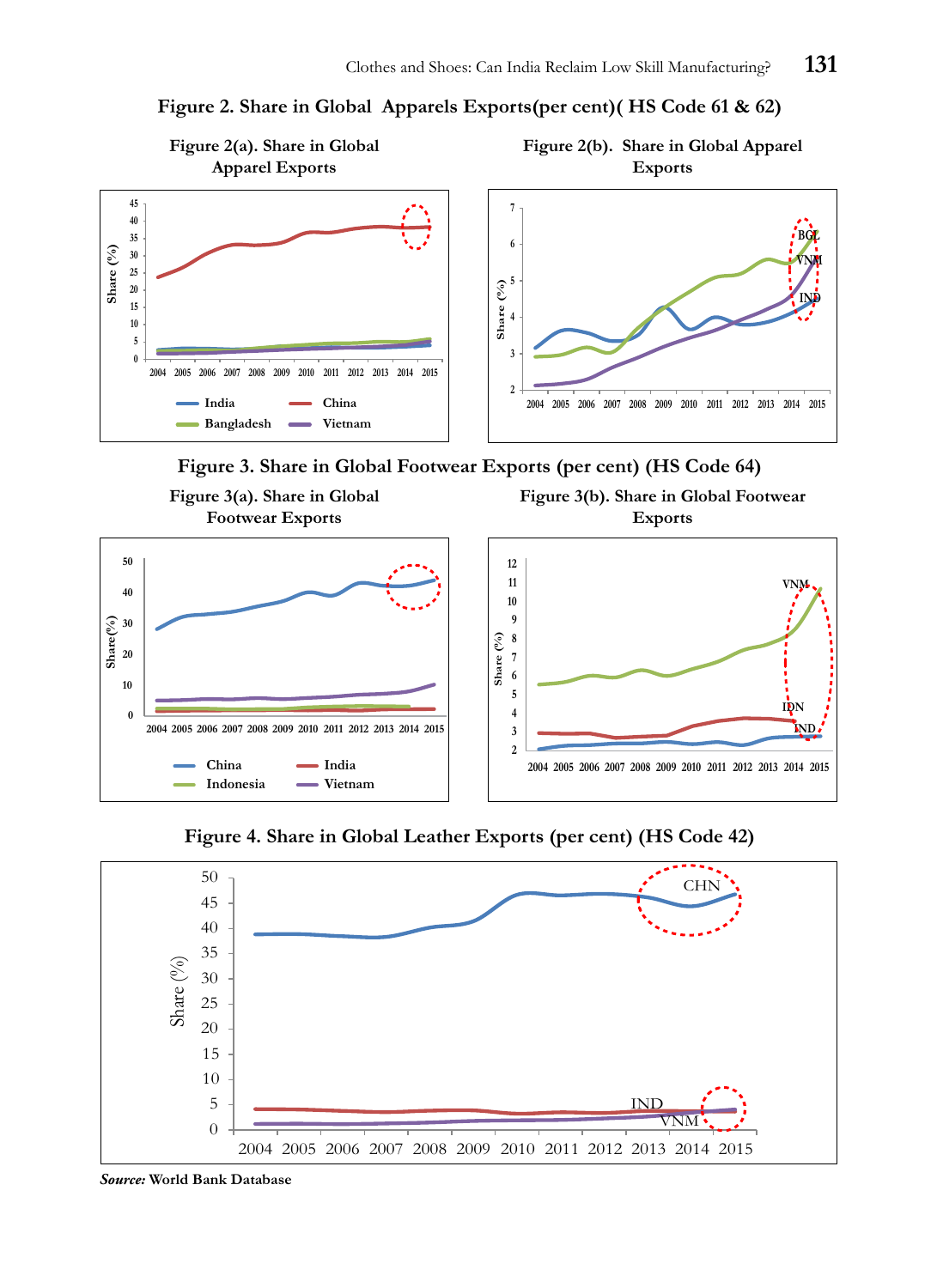**Figure 2. Share in Global Apparels Exports(per cent)( HS Code 61 & 62)**

Figure 2(a). Share in Global Apparel Exports

Figure 2(b). Share in Global Apparel Exports

**Figure 3. Share in Global Footwear Exports (per cent) (HS Code 64)**

Figure 3(a). Share in Global Footwear Exports

Figure 3(b). Share in Global Footwear Exports

**Figure 4. Share in Global Leather Exports (per cent) (HS Code 42)**

***Source:*** World Bank Database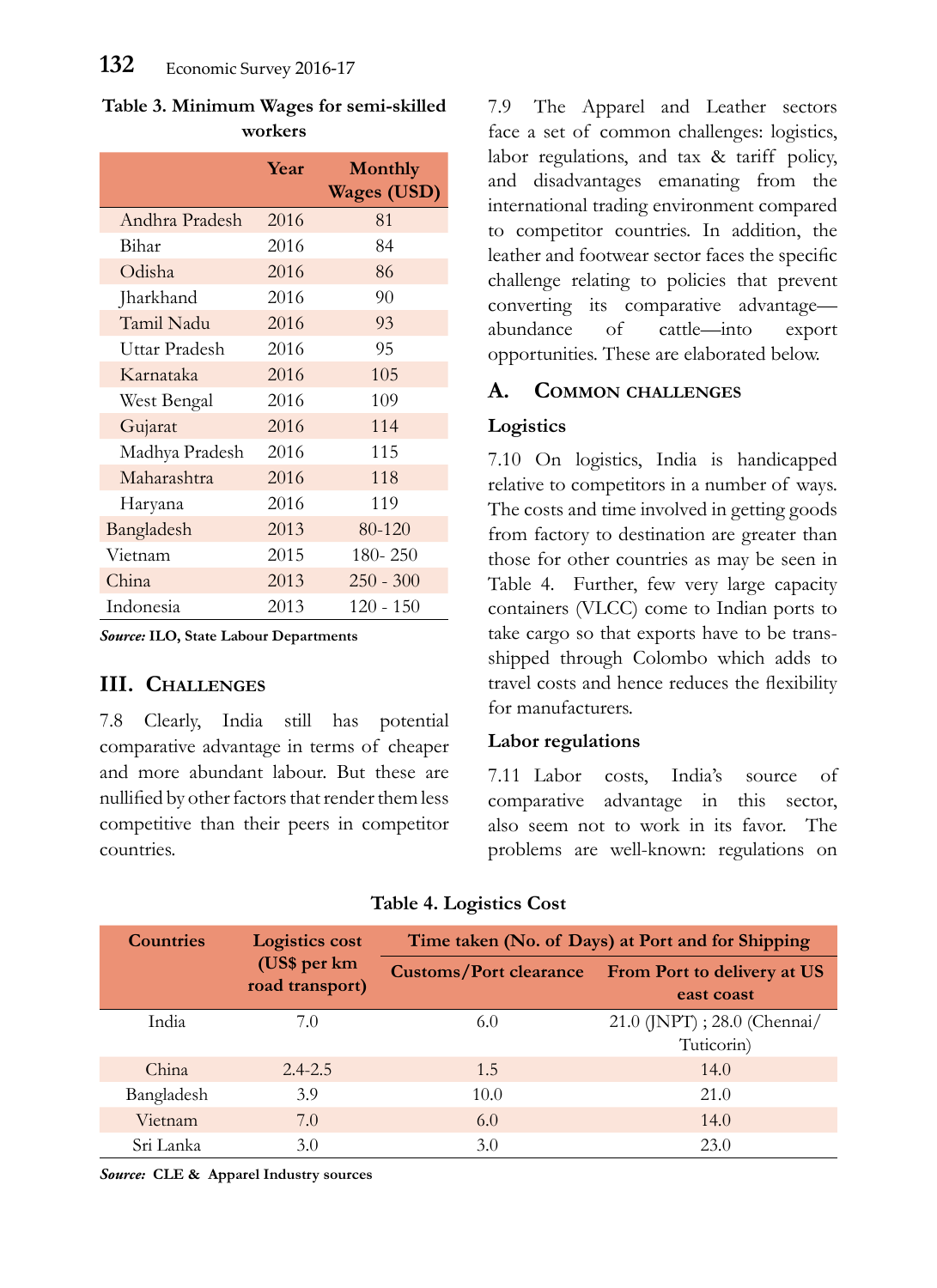**Table 3. Minimum Wages for semi-skilled workers**

| | Year | Monthly Wages (USD) |
|---|---|---|
| Andhra Pradesh | 2016 | 81 |
| Bihar | 2016 | 84 |
| Odisha | 2016 | 86 |
| Jharkhand | 2016 | 90 |
| Tamil Nadu | 2016 | 93 |
| Uttar Pradesh | 2016 | 95 |
| Karnataka | 2016 | 105 |
| West Bengal | 2016 | 109 |
| Gujarat | 2016 | 114 |
| Madhya Pradesh | 2016 | 115 |
| Maharashtra | 2016 | 118 |
| Haryana | 2016 | 119 |
| Bangladesh | 2013 | 80-120 |
| Vietnam | 2015 | 180- 250 |
| China | 2013 | 250 - 300 |
| Indonesia | 2013 | 120 - 150 |

***Source:*** **ILO, State Labour Departments**

## III. Challenges

7.8 Clearly, India still has potential comparative advantage in terms of cheaper and more abundant labour. But these are nullified by other factors that render them less competitive than their peers in competitor countries.

7.9 The Apparel and Leather sectors face a set of common challenges: logistics, labor regulations, and tax & tariff policy, and disadvantages emanating from the international trading environment compared to competitor countries. In addition, the leather and footwear sector faces the specific challenge relating to policies that prevent converting its comparative advantage—abundance of cattle—into export opportunities. These are elaborated below.

### A. Common challenges

**Logistics**

7.10 On logistics, India is handicapped relative to competitors in a number of ways. The costs and time involved in getting goods from factory to destination are greater than those for other countries as may be seen in Table 4. Further, few very large capacity containers (VLCC) come to Indian ports to take cargo so that exports have to be trans-shipped through Colombo which adds to travel costs and hence reduces the flexibility for manufacturers.

**Labor regulations**

7.11 Labor costs, India's source of comparative advantage in this sector, also seem not to work in its favor. The problems are well-known: regulations on

**Table 4. Logistics Cost**

| Countries | Logistics cost (US$ per km road transport) | Time taken (No. of Days) at Port and for Shipping | |
|---|---|---|---|
| | | Customs/Port clearance | From Port to delivery at US east coast |
| India | 7.0 | 6.0 | 21.0 (JNPT) ; 28.0 (Chennai/ Tuticorin) |
| China | 2.4-2.5 | 1.5 | 14.0 |
| Bangladesh | 3.9 | 10.0 | 21.0 |
| Vietnam | 7.0 | 6.0 | 14.0 |
| Sri Lanka | 3.0 | 3.0 | 23.0 |

***Source:*** **CLE & Apparel Industry sources**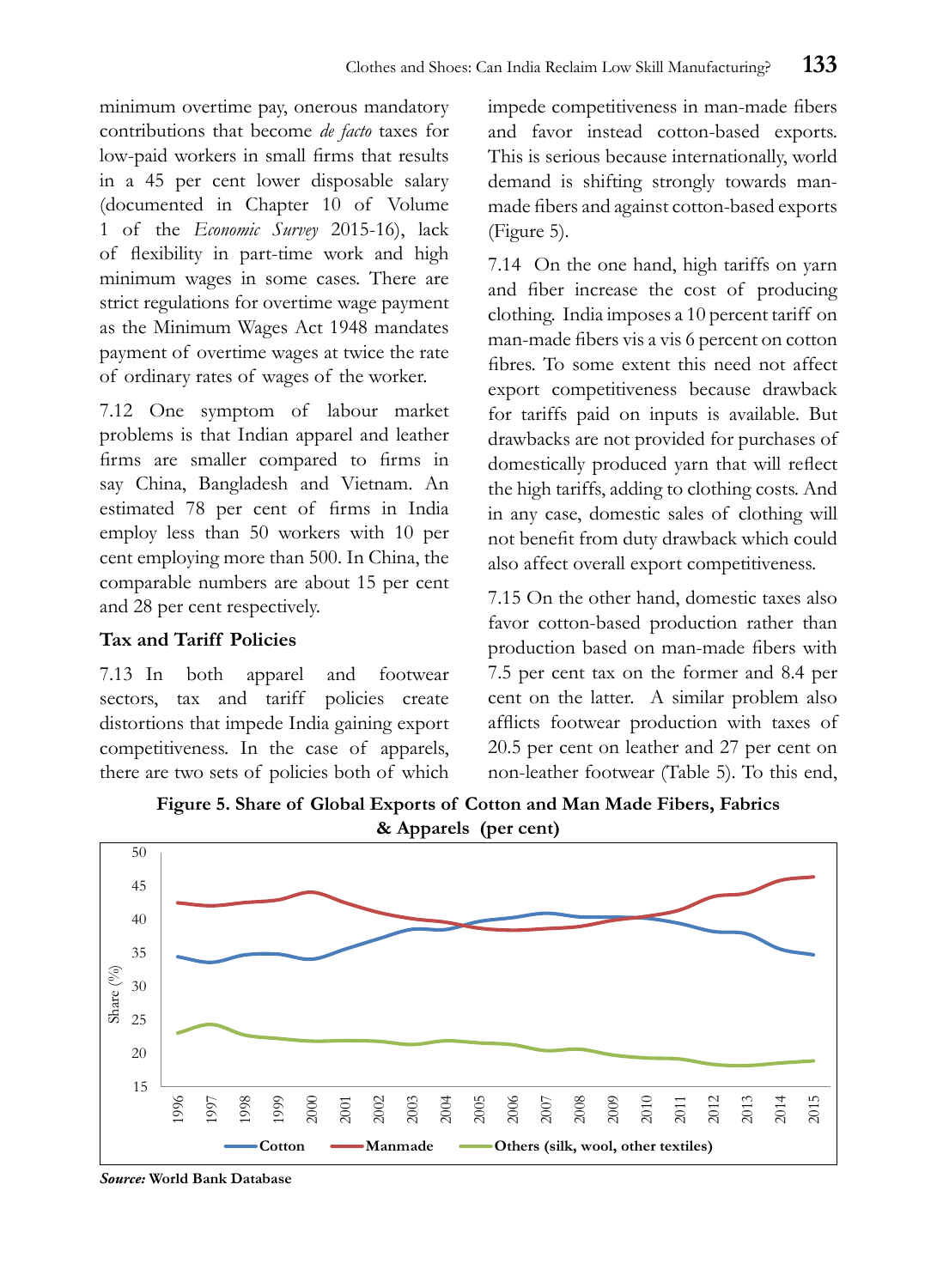minimum overtime pay, onerous mandatory contributions that become *de facto* taxes for low-paid workers in small firms that results in a 45 per cent lower disposable salary (documented in Chapter 10 of Volume 1 of the *Economic Survey* 2015-16), lack of flexibility in part-time work and high minimum wages in some cases. There are strict regulations for overtime wage payment as the Minimum Wages Act 1948 mandates payment of overtime wages at twice the rate of ordinary rates of wages of the worker.

7.12 One symptom of labour market problems is that Indian apparel and leather firms are smaller compared to firms in say China, Bangladesh and Vietnam. An estimated 78 per cent of firms in India employ less than 50 workers with 10 per cent employing more than 500. In China, the comparable numbers are about 15 per cent and 28 per cent respectively.

### Tax and Tariff Policies

7.13 In both apparel and footwear sectors, tax and tariff policies create distortions that impede India gaining export competitiveness. In the case of apparels, there are two sets of policies both of which impede competitiveness in man-made fibers and favor instead cotton-based exports. This is serious because internationally, world demand is shifting strongly towards man-made fibers and against cotton-based exports (Figure 5).

7.14 On the one hand, high tariffs on yarn and fiber increase the cost of producing clothing. India imposes a 10 percent tariff on man-made fibers vis a vis 6 percent on cotton fibres. To some extent this need not affect export competitiveness because drawback for tariffs paid on inputs is available. But drawbacks are not provided for purchases of domestically produced yarn that will reflect the high tariffs, adding to clothing costs. And in any case, domestic sales of clothing will not benefit from duty drawback which could also affect overall export competitiveness.

7.15 On the other hand, domestic taxes also favor cotton-based production rather than production based on man-made fibers with 7.5 per cent tax on the former and 8.4 per cent on the latter. A similar problem also afflicts footwear production with taxes of 20.5 per cent on leather and 27 per cent on non-leather footwear (Table 5). To this end,

**Figure 5. Share of Global Exports of Cotton and Man Made Fibers, Fabrics & Apparels (per cent)**

***Source:*** **World Bank Database**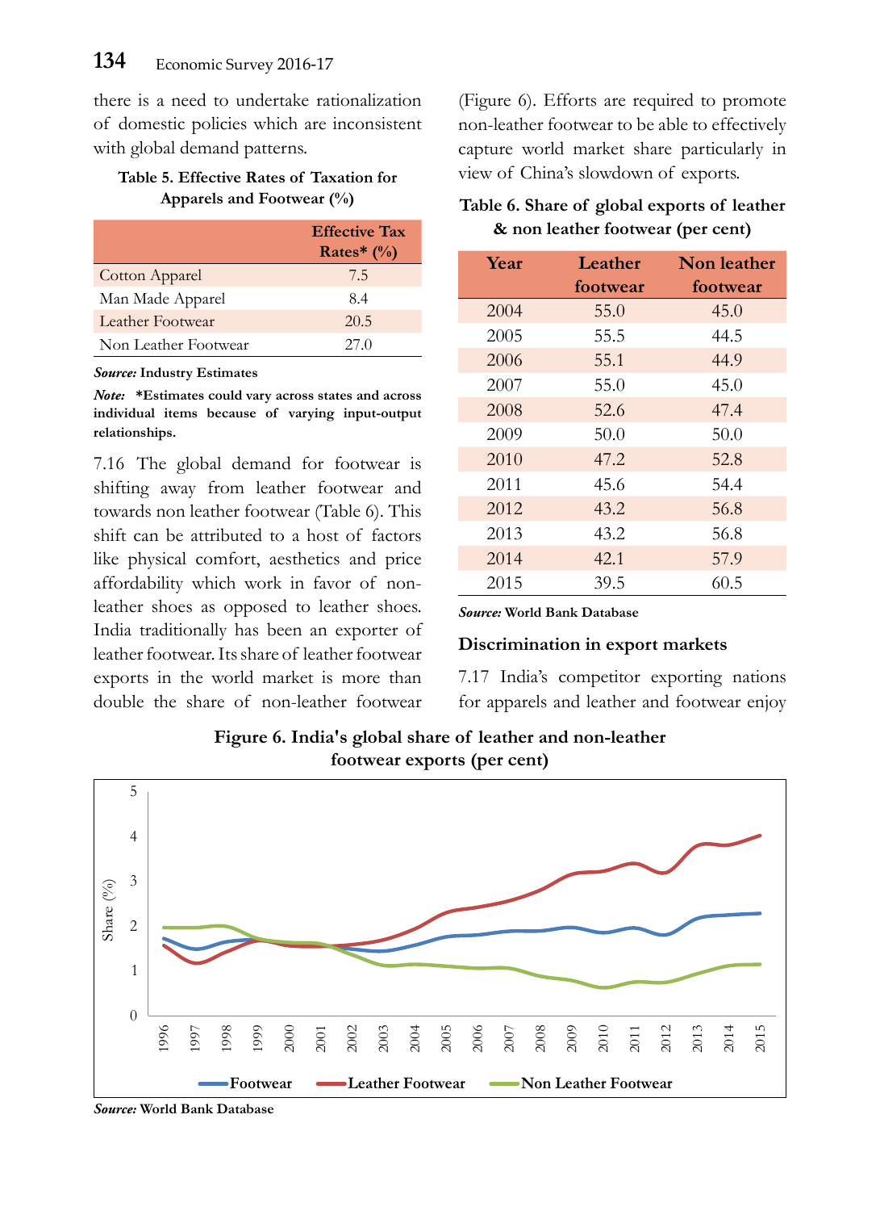there is a need to undertake rationalization of domestic policies which are inconsistent with global demand patterns.

**Table 5. Effective Rates of Taxation for Apparels and Footwear (%)**

| | Effective Tax Rates* (%) |
|---|---|
| Cotton Apparel | 7.5 |
| Man Made Apparel | 8.4 |
| Leather Footwear | 20.5 |
| Non Leather Footwear | 27.0 |

***Source:*** **Industry Estimates**

***Note:*** **\*Estimates could vary across states and across individual items because of varying input-output relationships.**

7.16 The global demand for footwear is shifting away from leather footwear and towards non leather footwear (Table 6). This shift can be attributed to a host of factors like physical comfort, aesthetics and price affordability which work in favor of non-leather shoes as opposed to leather shoes. India traditionally has been an exporter of leather footwear. Its share of leather footwear exports in the world market is more than double the share of non-leather footwear (Figure 6). Efforts are required to promote non-leather footwear to be able to effectively capture world market share particularly in view of China's slowdown of exports.

**Table 6. Share of global exports of leather & non leather footwear (per cent)**

| Year | Leather footwear | Non leather footwear |
|---|---|---|
| 2004 | 55.0 | 45.0 |
| 2005 | 55.5 | 44.5 |
| 2006 | 55.1 | 44.9 |
| 2007 | 55.0 | 45.0 |
| 2008 | 52.6 | 47.4 |
| 2009 | 50.0 | 50.0 |
| 2010 | 47.2 | 52.8 |
| 2011 | 45.6 | 54.4 |
| 2012 | 43.2 | 56.8 |
| 2013 | 43.2 | 56.8 |
| 2014 | 42.1 | 57.9 |
| 2015 | 39.5 | 60.5 |

***Source:*** **World Bank Database**

### Discrimination in export markets

7.17 India's competitor exporting nations for apparels and leather and footwear enjoy

**Figure 6. India's global share of leather and non-leather footwear exports (per cent)**

***Source:*** **World Bank Database**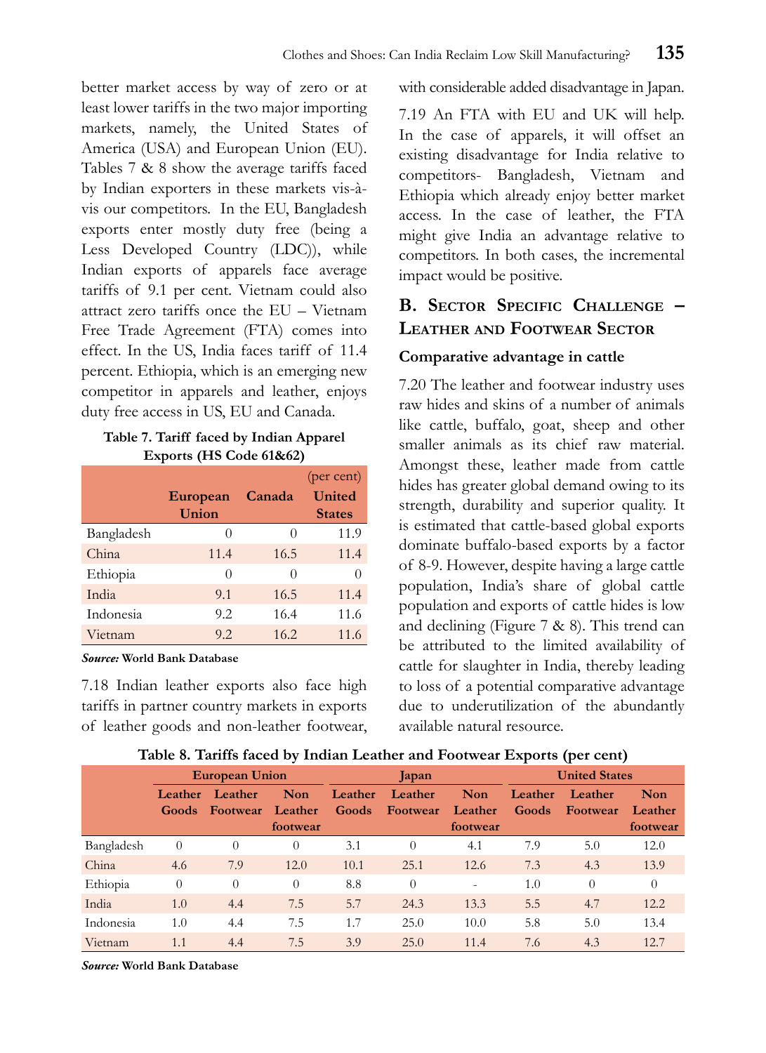better market access by way of zero or at least lower tariffs in the two major importing markets, namely, the United States of America (USA) and European Union (EU). Tables 7 & 8 show the average tariffs faced by Indian exporters in these markets vis-à-vis our competitors. In the EU, Bangladesh exports enter mostly duty free (being a Less Developed Country (LDC)), while Indian exports of apparels face average tariffs of 9.1 per cent. Vietnam could also attract zero tariffs once the EU – Vietnam Free Trade Agreement (FTA) comes into effect. In the US, India faces tariff of 11.4 percent. Ethiopia, which is an emerging new competitor in apparels and leather, enjoys duty free access in US, EU and Canada.

**Table 7. Tariff faced by Indian Apparel Exports (HS Code 61&62)**

(per cent)

| | European Union | Canada | United States |
|---|---|---|---|
| Bangladesh | 0 | 0 | 11.9 |
| China | 11.4 | 16.5 | 11.4 |
| Ethiopia | 0 | 0 | 0 |
| India | 9.1 | 16.5 | 11.4 |
| Indonesia | 9.2 | 16.4 | 11.6 |
| Vietnam | 9.2 | 16.2 | 11.6 |

***Source:*** **World Bank Database**

7.18 Indian leather exports also face high tariffs in partner country markets in exports of leather goods and non-leather footwear, with considerable added disadvantage in Japan.

7.19 An FTA with EU and UK will help. In the case of apparels, it will offset an existing disadvantage for India relative to competitors- Bangladesh, Vietnam and Ethiopia which already enjoy better market access. In the case of leather, the FTA might give India an advantage relative to competitors. In both cases, the incremental impact would be positive.

## B. Sector Specific Challenge – Leather and Footwear Sector

### Comparative advantage in cattle

7.20 The leather and footwear industry uses raw hides and skins of a number of animals like cattle, buffalo, goat, sheep and other smaller animals as its chief raw material. Amongst these, leather made from cattle hides has greater global demand owing to its strength, durability and superior quality. It is estimated that cattle-based global exports dominate buffalo-based exports by a factor of 8-9. However, despite having a large cattle population, India's share of global cattle population and exports of cattle hides is low and declining (Figure 7 & 8). This trend can be attributed to the limited availability of cattle for slaughter in India, thereby leading to loss of a potential comparative advantage due to underutilization of the abundantly available natural resource.

**Table 8. Tariffs faced by Indian Leather and Footwear Exports (per cent)**

| | European Union | | | Japan | | | United States | | |
|---|---|---|---|---|---|---|---|---|---|
| | Leather Goods | Leather Footwear | Non Leather footwear | Leather Goods | Leather Footwear | Non Leather footwear | Leather Goods | Leather Footwear | Non Leather footwear |
| Bangladesh | 0 | 0 | 0 | 3.1 | 0 | 4.1 | 7.9 | 5.0 | 12.0 |
| China | 4.6 | 7.9 | 12.0 | 10.1 | 25.1 | 12.6 | 7.3 | 4.3 | 13.9 |
| Ethiopia | 0 | 0 | 0 | 8.8 | 0 | - | 1.0 | 0 | 0 |
| India | 1.0 | 4.4 | 7.5 | 5.7 | 24.3 | 13.3 | 5.5 | 4.7 | 12.2 |
| Indonesia | 1.0 | 4.4 | 7.5 | 1.7 | 25.0 | 10.0 | 5.8 | 5.0 | 13.4 |
| Vietnam | 1.1 | 4.4 | 7.5 | 3.9 | 25.0 | 11.4 | 7.6 | 4.3 | 12.7 |

***Source:*** **World Bank Database**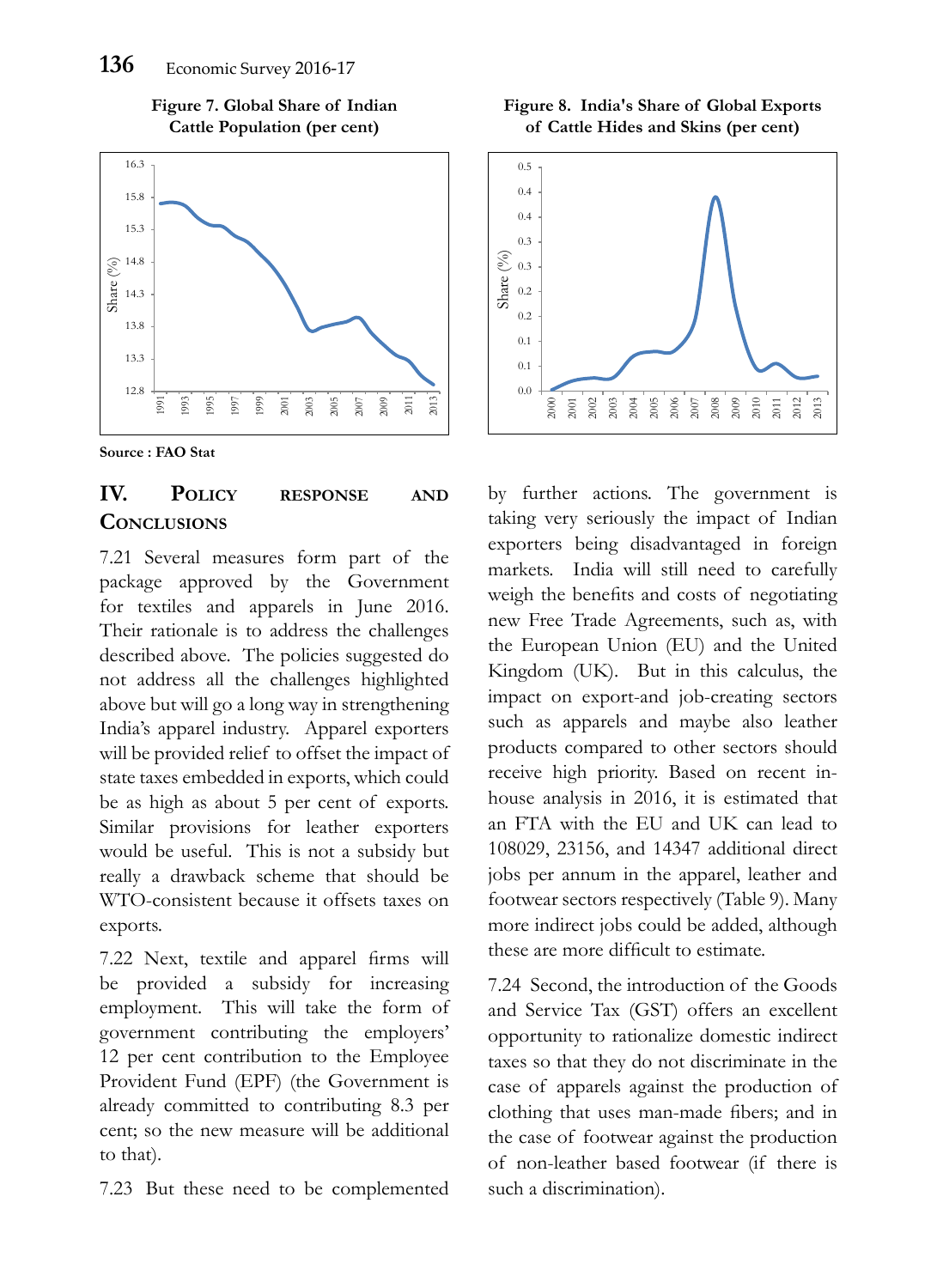**Figure 7. Global Share of Indian Cattle Population (per cent)**

**Figure 8. India's Share of Global Exports of Cattle Hides and Skins (per cent)**

**Source : FAO Stat**

## IV. Policy response and Conclusions

7.21 Several measures form part of the package approved by the Government for textiles and apparels in June 2016. Their rationale is to address the challenges described above. The policies suggested do not address all the challenges highlighted above but will go a long way in strengthening India's apparel industry. Apparel exporters will be provided relief to offset the impact of state taxes embedded in exports, which could be as high as about 5 per cent of exports. Similar provisions for leather exporters would be useful. This is not a subsidy but really a drawback scheme that should be WTO-consistent because it offsets taxes on exports.

7.22 Next, textile and apparel firms will be provided a subsidy for increasing employment. This will take the form of government contributing the employers' 12 per cent contribution to the Employee Provident Fund (EPF) (the Government is already committed to contributing 8.3 per cent; so the new measure will be additional to that).

7.23 But these need to be complemented by further actions. The government is taking very seriously the impact of Indian exporters being disadvantaged in foreign markets. India will still need to carefully weigh the benefits and costs of negotiating new Free Trade Agreements, such as, with the European Union (EU) and the United Kingdom (UK). But in this calculus, the impact on export-and job-creating sectors such as apparels and maybe also leather products compared to other sectors should receive high priority. Based on recent in-house analysis in 2016, it is estimated that an FTA with the EU and UK can lead to 108029, 23156, and 14347 additional direct jobs per annum in the apparel, leather and footwear sectors respectively (Table 9). Many more indirect jobs could be added, although these are more difficult to estimate.

7.24 Second, the introduction of the Goods and Service Tax (GST) offers an excellent opportunity to rationalize domestic indirect taxes so that they do not discriminate in the case of apparels against the production of clothing that uses man-made fibers; and in the case of footwear against the production of non-leather based footwear (if there is such a discrimination).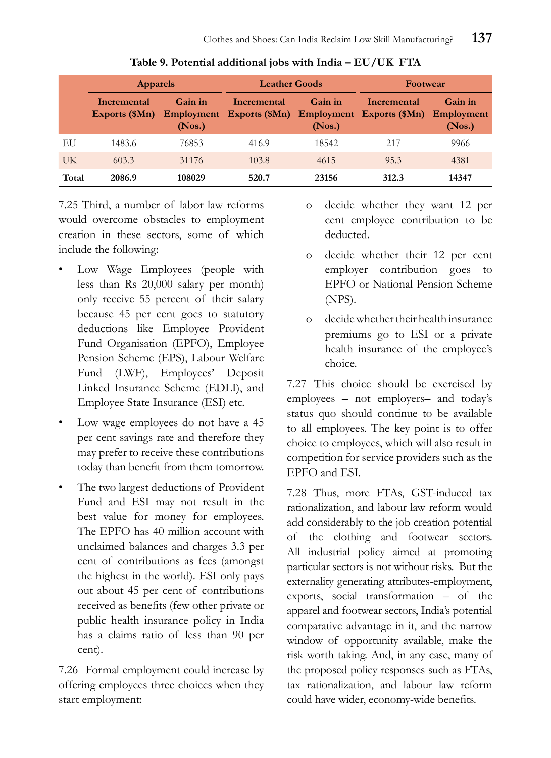**Table 9. Potential additional jobs with India – EU/UK FTA**

| | Apparels | | Leather Goods | | Footwear | |
|---|---|---|---|---|---|---|
| | Incremental Exports ($Mn) | Gain in Employment (Nos.) | Incremental Exports ($Mn) | Gain in Employment (Nos.) | Incremental Exports ($Mn) | Gain in Employment (Nos.) |
| EU | 1483.6 | 76853 | 416.9 | 18542 | 217 | 9966 |
| UK | 603.3 | 31176 | 103.8 | 4615 | 95.3 | 4381 |
| **Total** | **2086.9** | **108029** | **520.7** | **23156** | **312.3** | **14347** |

7.25 Third, a number of labor law reforms would overcome obstacles to employment creation in these sectors, some of which include the following:

- Low Wage Employees (people with less than Rs 20,000 salary per month) only receive 55 percent of their salary because 45 per cent goes to statutory deductions like Employee Provident Fund Organisation (EPFO), Employee Pension Scheme (EPS), Labour Welfare Fund (LWF), Employees' Deposit Linked Insurance Scheme (EDLI), and Employee State Insurance (ESI) etc.
- Low wage employees do not have a 45 per cent savings rate and therefore they may prefer to receive these contributions today than benefit from them tomorrow.
- The two largest deductions of Provident Fund and ESI may not result in the best value for money for employees. The EPFO has 40 million account with unclaimed balances and charges 3.3 per cent of contributions as fees (amongst the highest in the world). ESI only pays out about 45 per cent of contributions received as benefits (few other private or public health insurance policy in India has a claims ratio of less than 90 per cent).

7.26 Formal employment could increase by offering employees three choices when they start employment:

- o decide whether they want 12 per cent employee contribution to be deducted.
- o decide whether their 12 per cent employer contribution goes to EPFO or National Pension Scheme (NPS).
- o decide whether their health insurance premiums go to ESI or a private health insurance of the employee's choice.

7.27 This choice should be exercised by employees – not employers– and today's status quo should continue to be available to all employees. The key point is to offer choice to employees, which will also result in competition for service providers such as the EPFO and ESI.

7.28 Thus, more FTAs, GST-induced tax rationalization, and labour law reform would add considerably to the job creation potential of the clothing and footwear sectors. All industrial policy aimed at promoting particular sectors is not without risks. But the externality generating attributes-employment, exports, social transformation – of the apparel and footwear sectors, India's potential comparative advantage in it, and the narrow window of opportunity available, make the risk worth taking. And, in any case, many of the proposed policy responses such as FTAs, tax rationalization, and labour law reform could have wider, economy-wide benefits.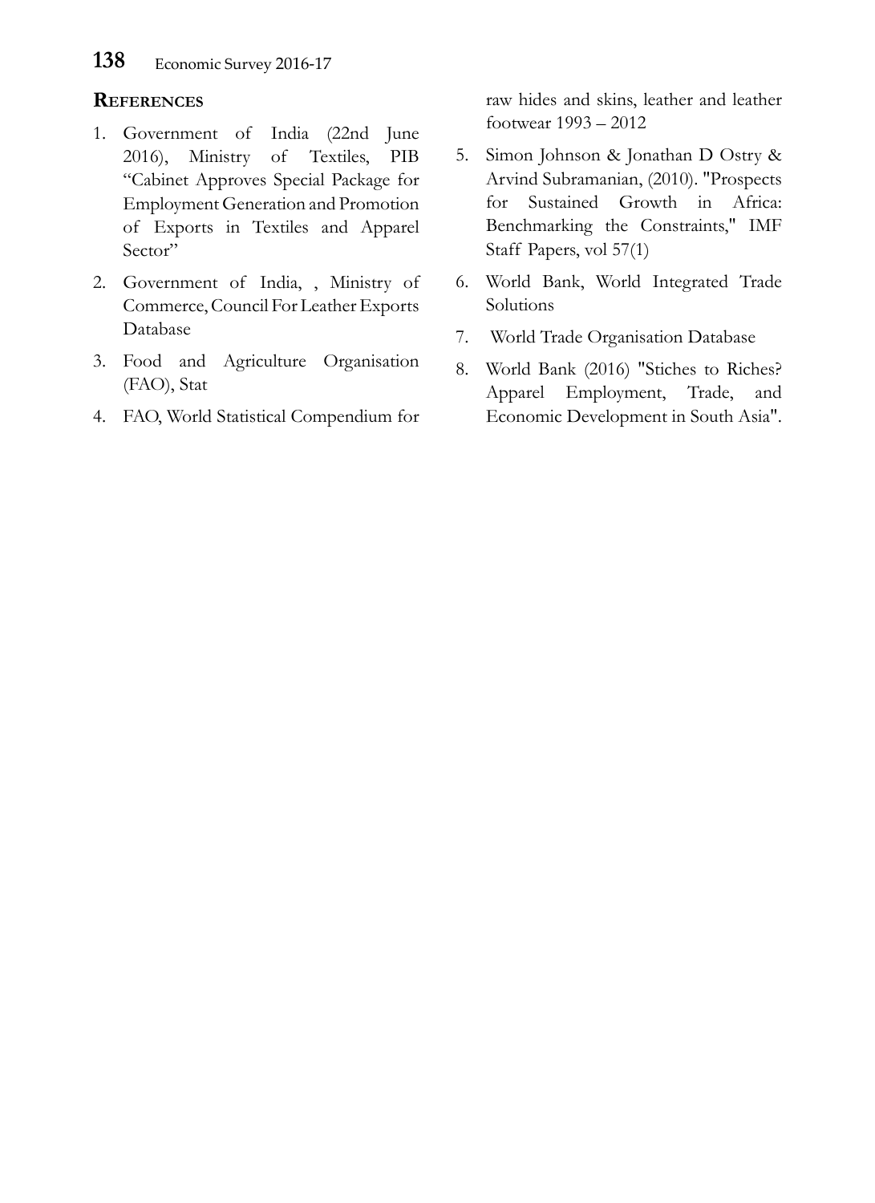## REFERENCES

1. Government of India (22nd June 2016), Ministry of Textiles, PIB "Cabinet Approves Special Package for Employment Generation and Promotion of Exports in Textiles and Apparel Sector"
2. Government of India, , Ministry of Commerce, Council For Leather Exports Database
3. Food and Agriculture Organisation (FAO), Stat
4. FAO, World Statistical Compendium for raw hides and skins, leather and leather footwear 1993 – 2012
5. Simon Johnson & Jonathan D Ostry & Arvind Subramanian, (2010). "Prospects for Sustained Growth in Africa: Benchmarking the Constraints," IMF Staff Papers, vol 57(1)
6. World Bank, World Integrated Trade Solutions
7. World Trade Organisation Database
8. World Bank (2016) "Stiches to Riches? Apparel Employment, Trade, and Economic Development in South Asia".